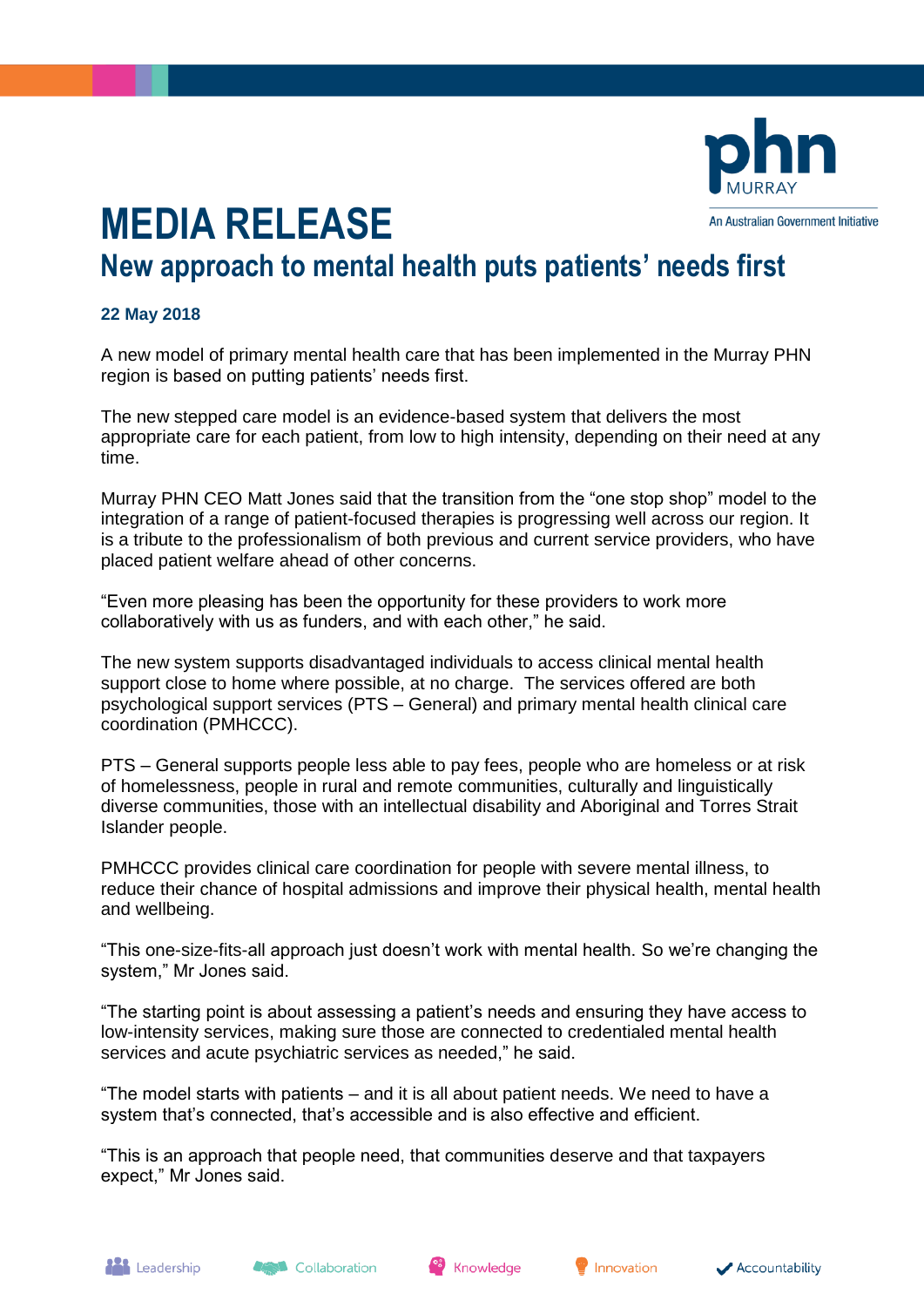# MEDIA RELEASE

## New approach to mental health puts patients' needs first

**22 May 2018**

A new model of primary mental health care that has been implemented in the Murray PHN region is based on putting patients' needs first.

The new stepped care model is an evidence-based system that delivers the most appropriate care for each patient, from low to high intensity, depending on their need at any time.

Murray PHN CEO Matt Jones said that the transition from the "one stop shop" model to the integration of a range of patient-focused therapies is progressing well across our region. It is a tribute to the professionalism of both previous and current service providers, who have placed patient welfare ahead of other concerns.

"Even more pleasing has been the opportunity for these providers to work more collaboratively with us as funders, and with each other," he said.

The new system supports disadvantaged individuals to access clinical mental health support close to home where possible, at no charge. The services offered are both psychological support services (PTS – General) and primary mental health clinical care coordination (PMHCCC).

PTS – General supports people less able to pay fees, people who are homeless or at risk of homelessness, people in rural and remote communities, culturally and linguistically diverse communities, those with an intellectual disability and Aboriginal and Torres Strait Islander people.

PMHCCC provides clinical care coordination for people with severe mental illness, to reduce their chance of hospital admissions and improve their physical health, mental health and wellbeing.

"This one-size-fits-all approach just doesn't work with mental health. So we're changing the system," Mr Jones said.

"The starting point is about assessing a patient's needs and ensuring they have access to low-intensity services, making sure those are connected to credentialed mental health services and acute psychiatric services as needed," he said.

"The model starts with patients – and it is all about patient needs. We need to have a system that's connected, that's accessible and is also effective and efficient.

"This is an approach that people need, that communities deserve and that taxpayers expect," Mr Jones said.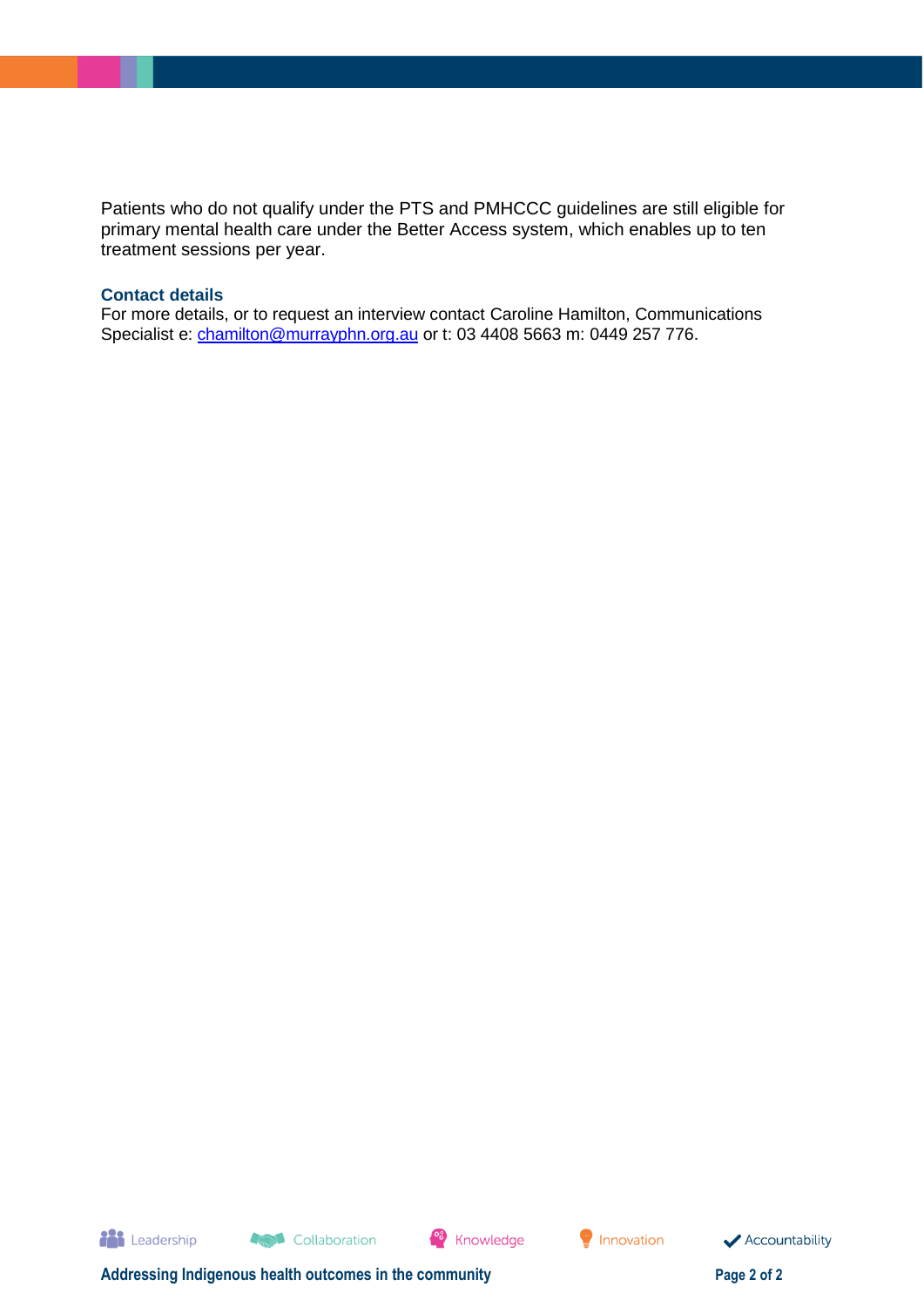Patients who do not qualify under the PTS and PMHCCC guidelines are still eligible for primary mental health care under the Better Access system, which enables up to ten treatment sessions per year.

### Contact details

For more details, or to request an interview contact Caroline Hamilton, Communications Specialist e: chamilton@murrayphn.org.au or t: 03 4408 5663 m: 0449 257 776.